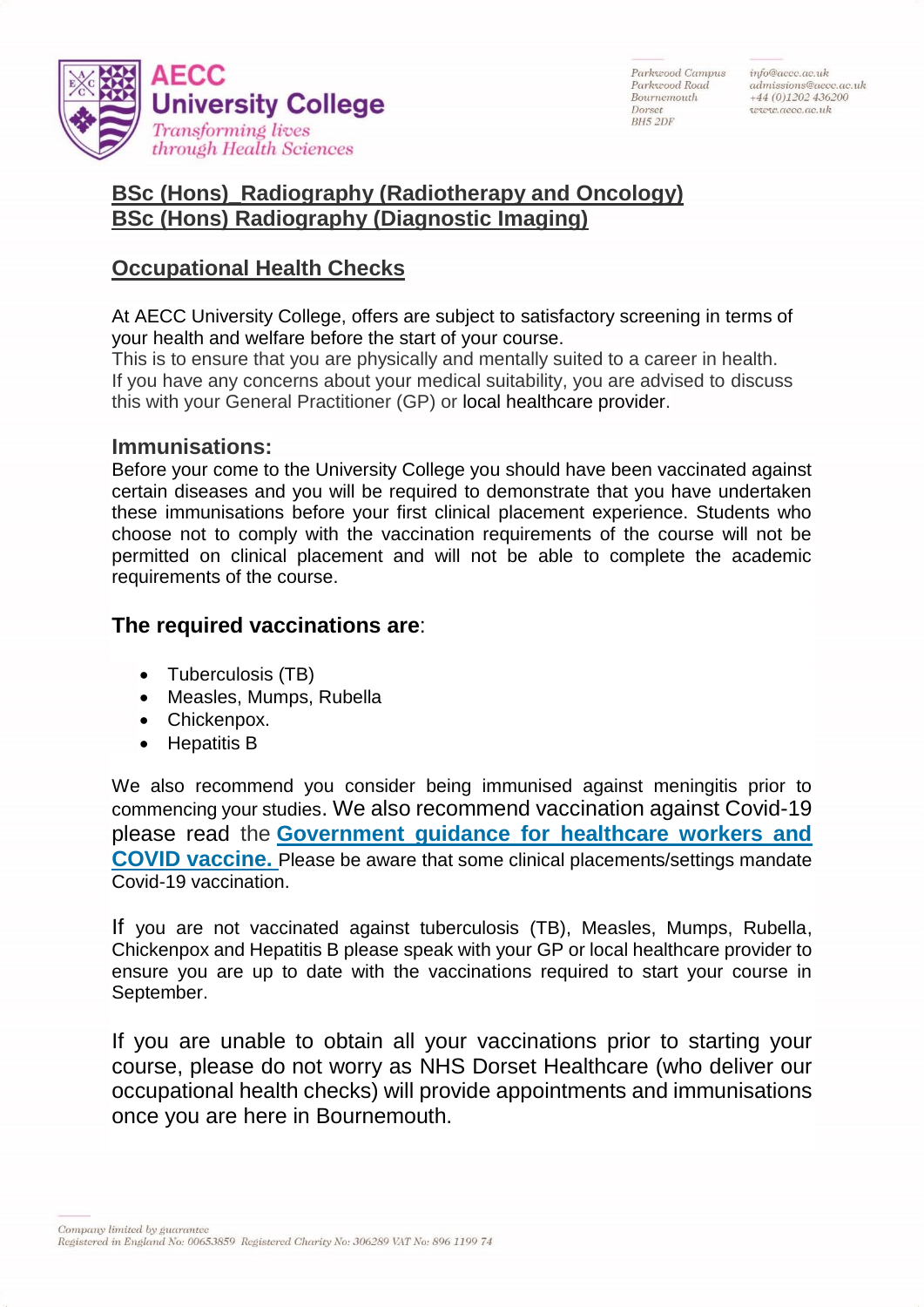# BSc (Hons) Radiography (Radiotherapy and Oncology)
# BSc (Hons) Radiography (Diagnostic Imaging)

## Occupational Health Checks

At AECC University College, offers are subject to satisfactory screening in terms of your health and welfare before the start of your course.
This is to ensure that you are physically and mentally suited to a career in health.
If you have any concerns about your medical suitability, you are advised to discuss this with your General Practitioner (GP) or local healthcare provider.

### Immunisations:

Before your come to the University College you should have been vaccinated against certain diseases and you will be required to demonstrate that you have undertaken these immunisations before your first clinical placement experience. Students who choose not to comply with the vaccination requirements of the course will not be permitted on clinical placement and will not be able to complete the academic requirements of the course.

### The required vaccinations are:

- Tuberculosis (TB)
- Measles, Mumps, Rubella
- Chickenpox.
- Hepatitis B

We also recommend you consider being immunised against meningitis prior to commencing your studies. We also recommend vaccination against Covid-19 please read the **Government guidance for healthcare workers and COVID vaccine.** Please be aware that some clinical placements/settings mandate Covid-19 vaccination.

If you are not vaccinated against tuberculosis (TB), Measles, Mumps, Rubella, Chickenpox and Hepatitis B please speak with your GP or local healthcare provider to ensure you are up to date with the vaccinations required to start your course in September.

If you are unable to obtain all your vaccinations prior to starting your course, please do not worry as NHS Dorset Healthcare (who deliver our occupational health checks) will provide appointments and immunisations once you are here in Bournemouth.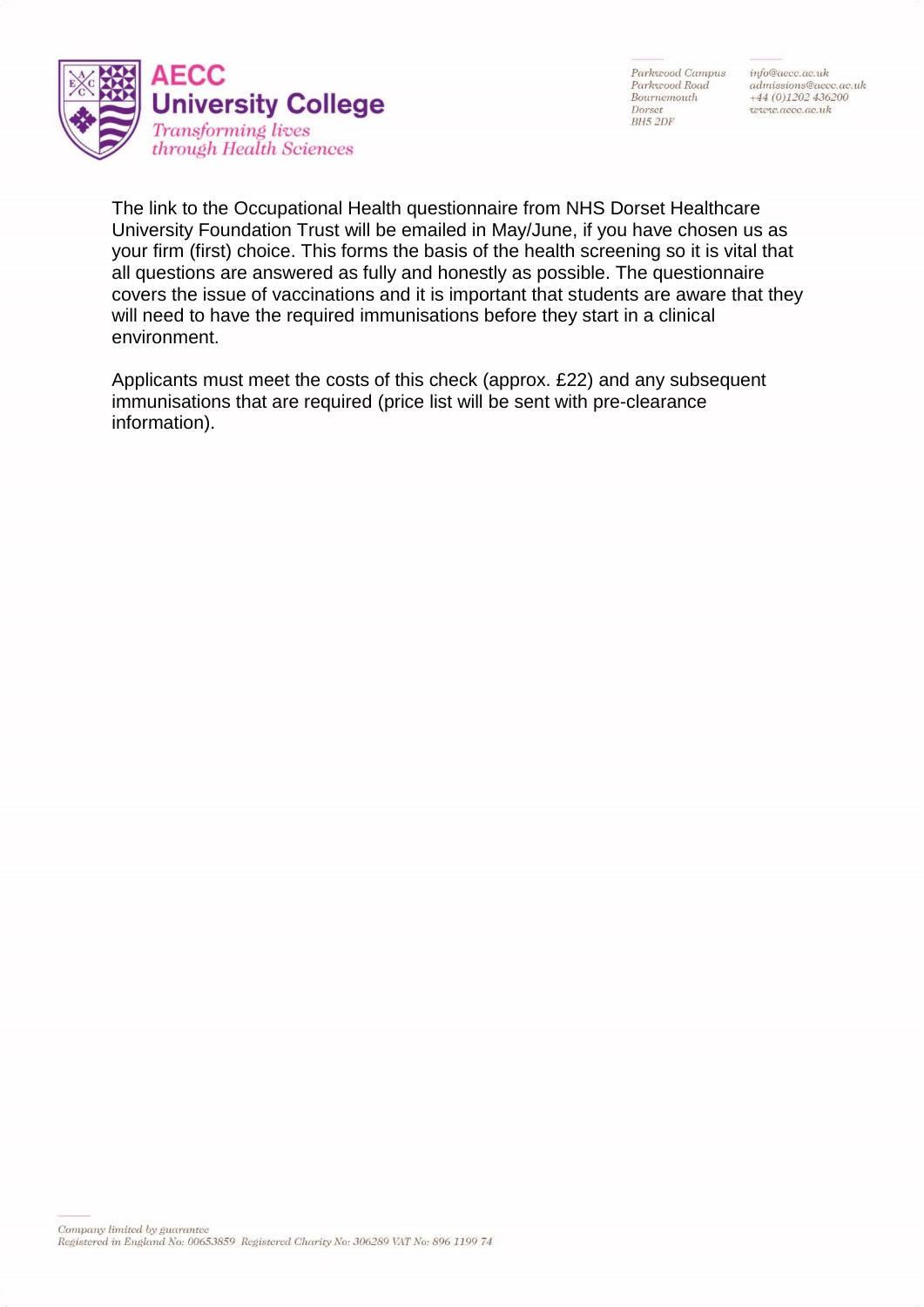The link to the Occupational Health questionnaire from NHS Dorset Healthcare University Foundation Trust will be emailed in May/June, if you have chosen us as your firm (first) choice. This forms the basis of the health screening so it is vital that all questions are answered as fully and honestly as possible. The questionnaire covers the issue of vaccinations and it is important that students are aware that they will need to have the required immunisations before they start in a clinical environment.

Applicants must meet the costs of this check (approx. £22) and any subsequent immunisations that are required (price list will be sent with pre-clearance information).